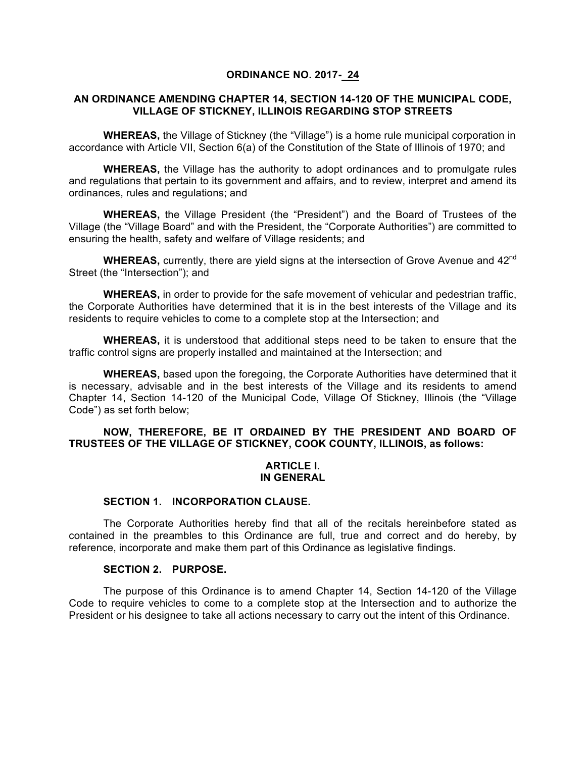# ORDINANCE NO. 2017- 24

## AN ORDINANCE AMENDING CHAPTER 14, SECTION 14-120 OF THE MUNICIPAL CODE, VILLAGE OF STICKNEY, ILLINOIS REGARDING STOP STREETS

**WHEREAS,** the Village of Stickney (the "Village") is a home rule municipal corporation in accordance with Article VII, Section 6(a) of the Constitution of the State of Illinois of 1970; and

**WHEREAS,** the Village has the authority to adopt ordinances and to promulgate rules and regulations that pertain to its government and affairs, and to review, interpret and amend its ordinances, rules and regulations; and

**WHEREAS,** the Village President (the "President") and the Board of Trustees of the Village (the "Village Board" and with the President, the "Corporate Authorities") are committed to ensuring the health, safety and welfare of Village residents; and

**WHEREAS,** currently, there are yield signs at the intersection of Grove Avenue and 42nd Street (the "Intersection"); and

**WHEREAS,** in order to provide for the safe movement of vehicular and pedestrian traffic, the Corporate Authorities have determined that it is in the best interests of the Village and its residents to require vehicles to come to a complete stop at the Intersection; and

**WHEREAS,** it is understood that additional steps need to be taken to ensure that the traffic control signs are properly installed and maintained at the Intersection; and

**WHEREAS,** based upon the foregoing, the Corporate Authorities have determined that it is necessary, advisable and in the best interests of the Village and its residents to amend Chapter 14, Section 14-120 of the Municipal Code, Village Of Stickney, Illinois (the "Village Code") as set forth below;

**NOW, THEREFORE, BE IT ORDAINED BY THE PRESIDENT AND BOARD OF TRUSTEES OF THE VILLAGE OF STICKNEY, COOK COUNTY, ILLINOIS, as follows:**

## ARTICLE I. IN GENERAL

### SECTION 1. INCORPORATION CLAUSE.

The Corporate Authorities hereby find that all of the recitals hereinbefore stated as contained in the preambles to this Ordinance are full, true and correct and do hereby, by reference, incorporate and make them part of this Ordinance as legislative findings.

### SECTION 2. PURPOSE.

The purpose of this Ordinance is to amend Chapter 14, Section 14-120 of the Village Code to require vehicles to come to a complete stop at the Intersection and to authorize the President or his designee to take all actions necessary to carry out the intent of this Ordinance.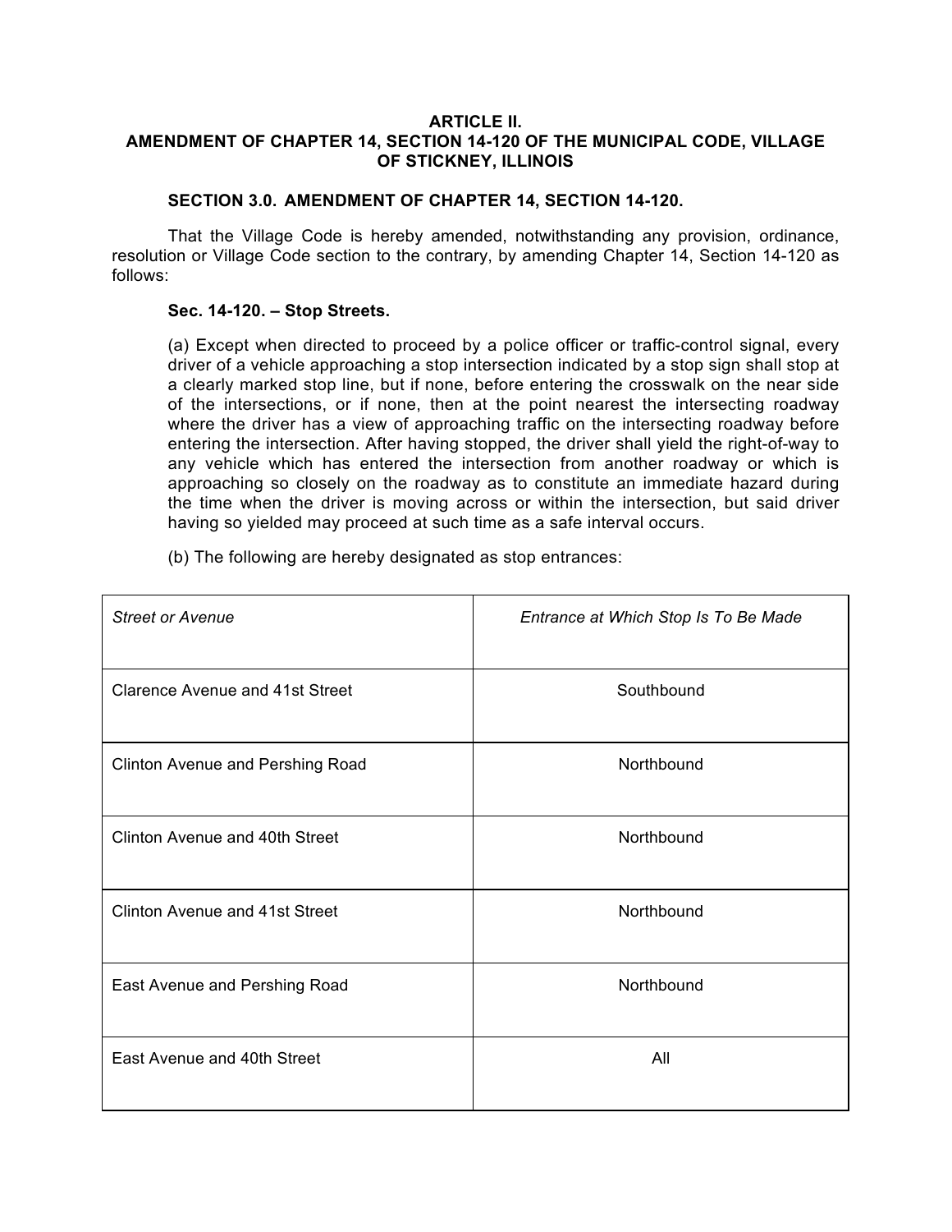**ARTICLE II.**
**AMENDMENT OF CHAPTER 14, SECTION 14-120 OF THE MUNICIPAL CODE, VILLAGE OF STICKNEY, ILLINOIS**

**SECTION 3.0. AMENDMENT OF CHAPTER 14, SECTION 14-120.**

That the Village Code is hereby amended, notwithstanding any provision, ordinance, resolution or Village Code section to the contrary, by amending Chapter 14, Section 14-120 as follows:

**Sec. 14-120. – Stop Streets.**

(a) Except when directed to proceed by a police officer or traffic-control signal, every driver of a vehicle approaching a stop intersection indicated by a stop sign shall stop at a clearly marked stop line, but if none, before entering the crosswalk on the near side of the intersections, or if none, then at the point nearest the intersecting roadway where the driver has a view of approaching traffic on the intersecting roadway before entering the intersection. After having stopped, the driver shall yield the right-of-way to any vehicle which has entered the intersection from another roadway or which is approaching so closely on the roadway as to constitute an immediate hazard during the time when the driver is moving across or within the intersection, but said driver having so yielded may proceed at such time as a safe interval occurs.

(b) The following are hereby designated as stop entrances:

| *Street or Avenue* | *Entrance at Which Stop Is To Be Made* |
|---|---|
| Clarence Avenue and 41st Street | Southbound |
| Clinton Avenue and Pershing Road | Northbound |
| Clinton Avenue and 40th Street | Northbound |
| Clinton Avenue and 41st Street | Northbound |
| East Avenue and Pershing Road | Northbound |
| East Avenue and 40th Street | All |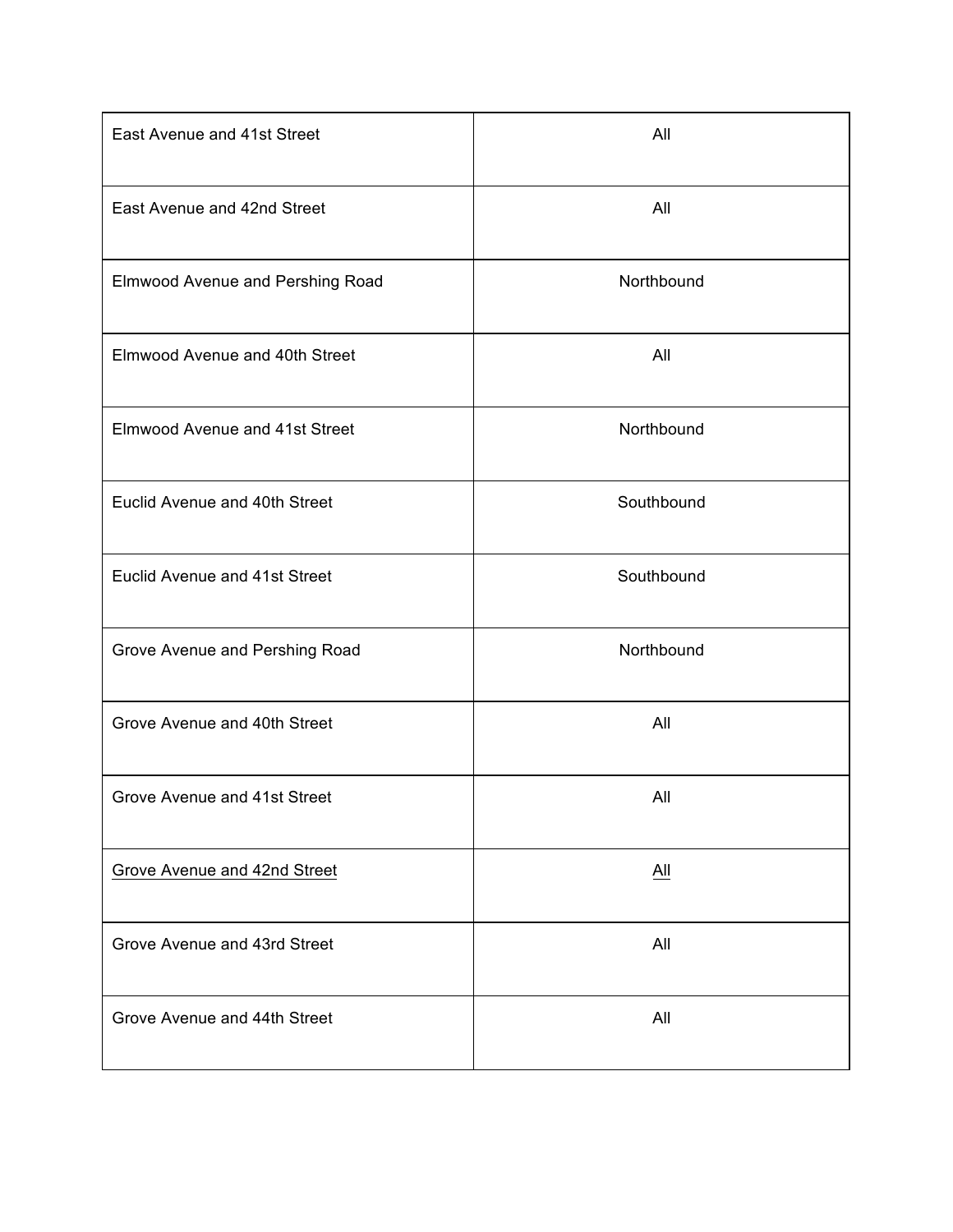| | |
|---|---|
| East Avenue and 41st Street | All |
| East Avenue and 42nd Street | All |
| Elmwood Avenue and Pershing Road | Northbound |
| Elmwood Avenue and 40th Street | All |
| Elmwood Avenue and 41st Street | Northbound |
| Euclid Avenue and 40th Street | Southbound |
| Euclid Avenue and 41st Street | Southbound |
| Grove Avenue and Pershing Road | Northbound |
| Grove Avenue and 40th Street | All |
| Grove Avenue and 41st Street | All |
| <u>Grove Avenue and 42nd Street</u> | <u>All</u> |
| Grove Avenue and 43rd Street | All |
| Grove Avenue and 44th Street | All |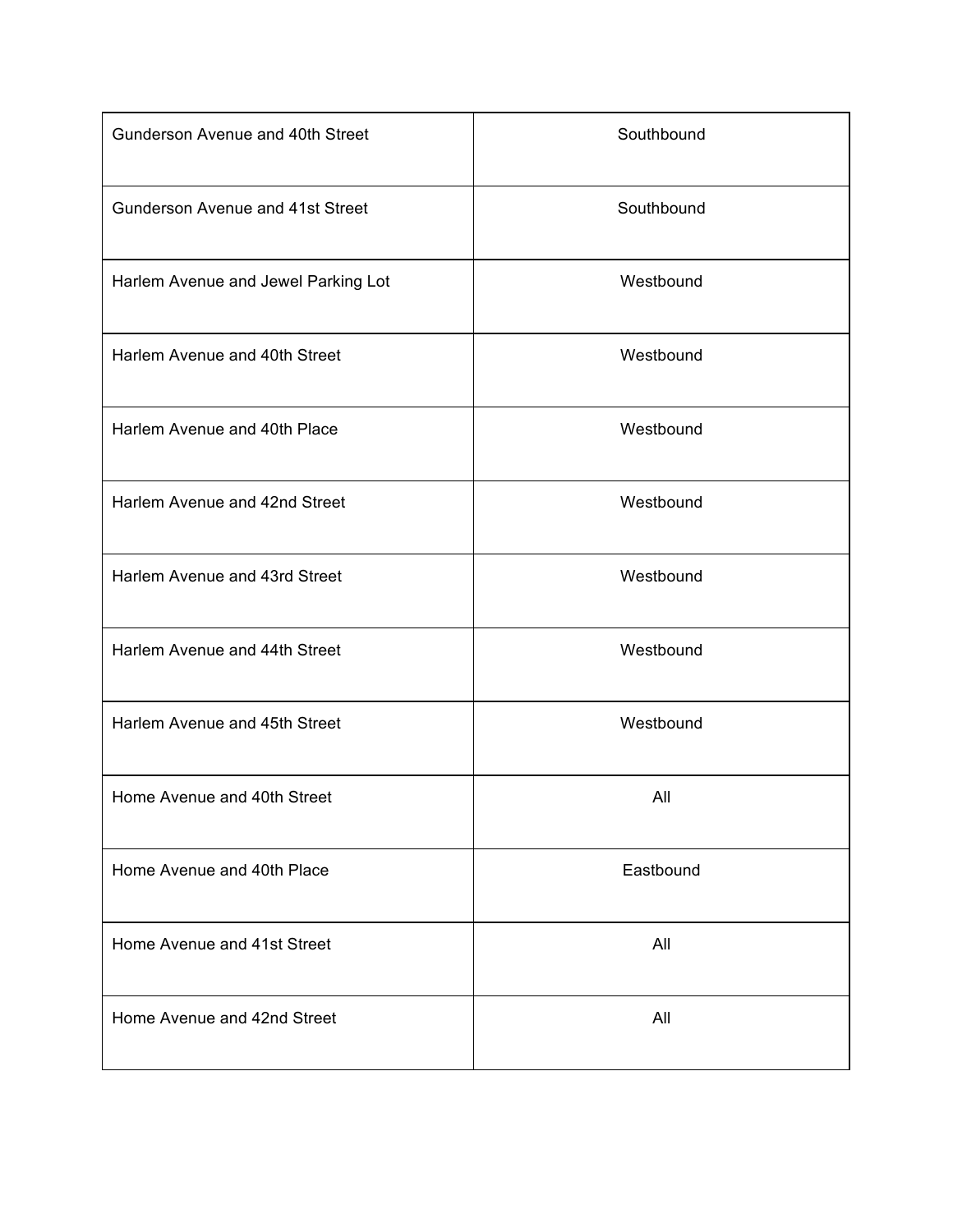| | |
|---|---|
| Gunderson Avenue and 40th Street | Southbound |
| Gunderson Avenue and 41st Street | Southbound |
| Harlem Avenue and Jewel Parking Lot | Westbound |
| Harlem Avenue and 40th Street | Westbound |
| Harlem Avenue and 40th Place | Westbound |
| Harlem Avenue and 42nd Street | Westbound |
| Harlem Avenue and 43rd Street | Westbound |
| Harlem Avenue and 44th Street | Westbound |
| Harlem Avenue and 45th Street | Westbound |
| Home Avenue and 40th Street | All |
| Home Avenue and 40th Place | Eastbound |
| Home Avenue and 41st Street | All |
| Home Avenue and 42nd Street | All |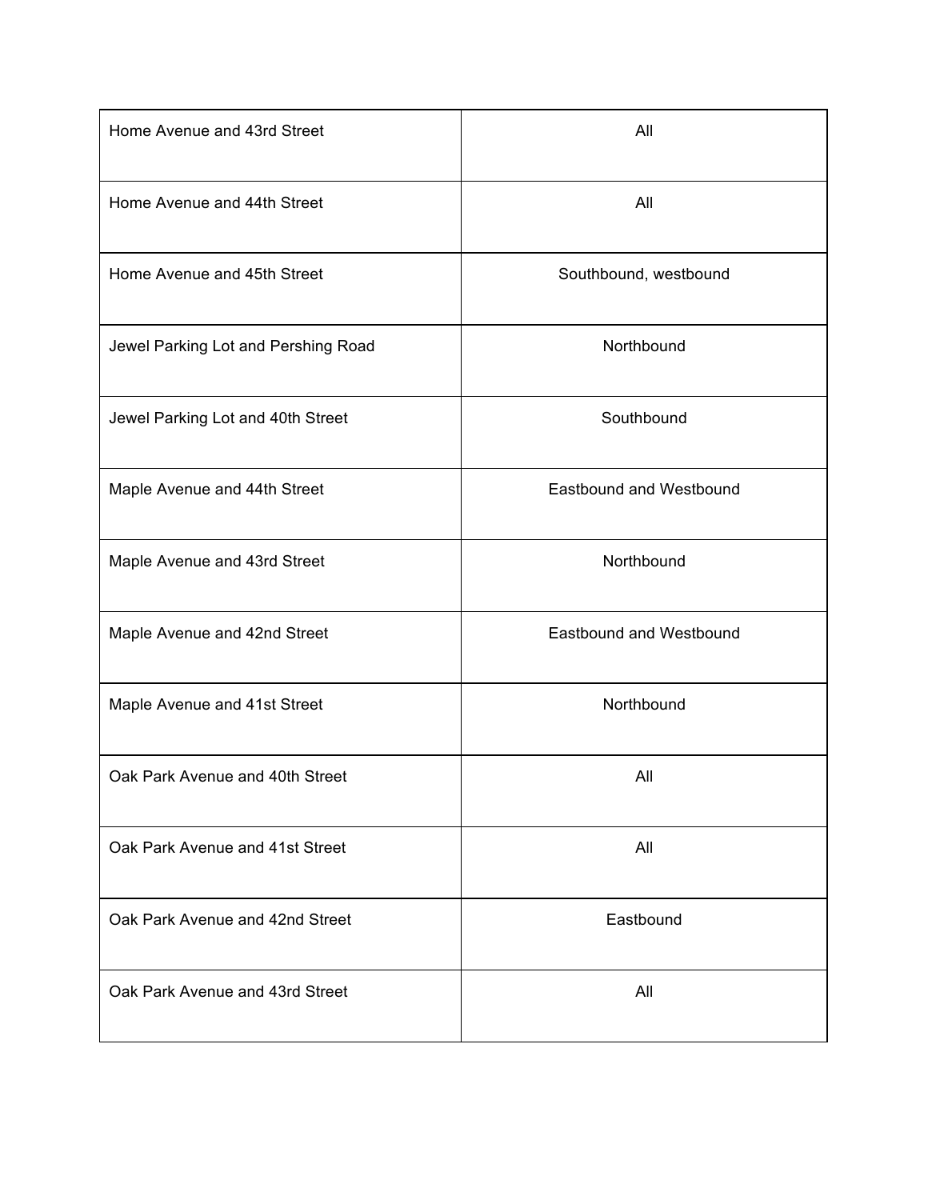| | |
|---|---|
| Home Avenue and 43rd Street | All |
| Home Avenue and 44th Street | All |
| Home Avenue and 45th Street | Southbound, westbound |
| Jewel Parking Lot and Pershing Road | Northbound |
| Jewel Parking Lot and 40th Street | Southbound |
| Maple Avenue and 44th Street | Eastbound and Westbound |
| Maple Avenue and 43rd Street | Northbound |
| Maple Avenue and 42nd Street | Eastbound and Westbound |
| Maple Avenue and 41st Street | Northbound |
| Oak Park Avenue and 40th Street | All |
| Oak Park Avenue and 41st Street | All |
| Oak Park Avenue and 42nd Street | Eastbound |
| Oak Park Avenue and 43rd Street | All |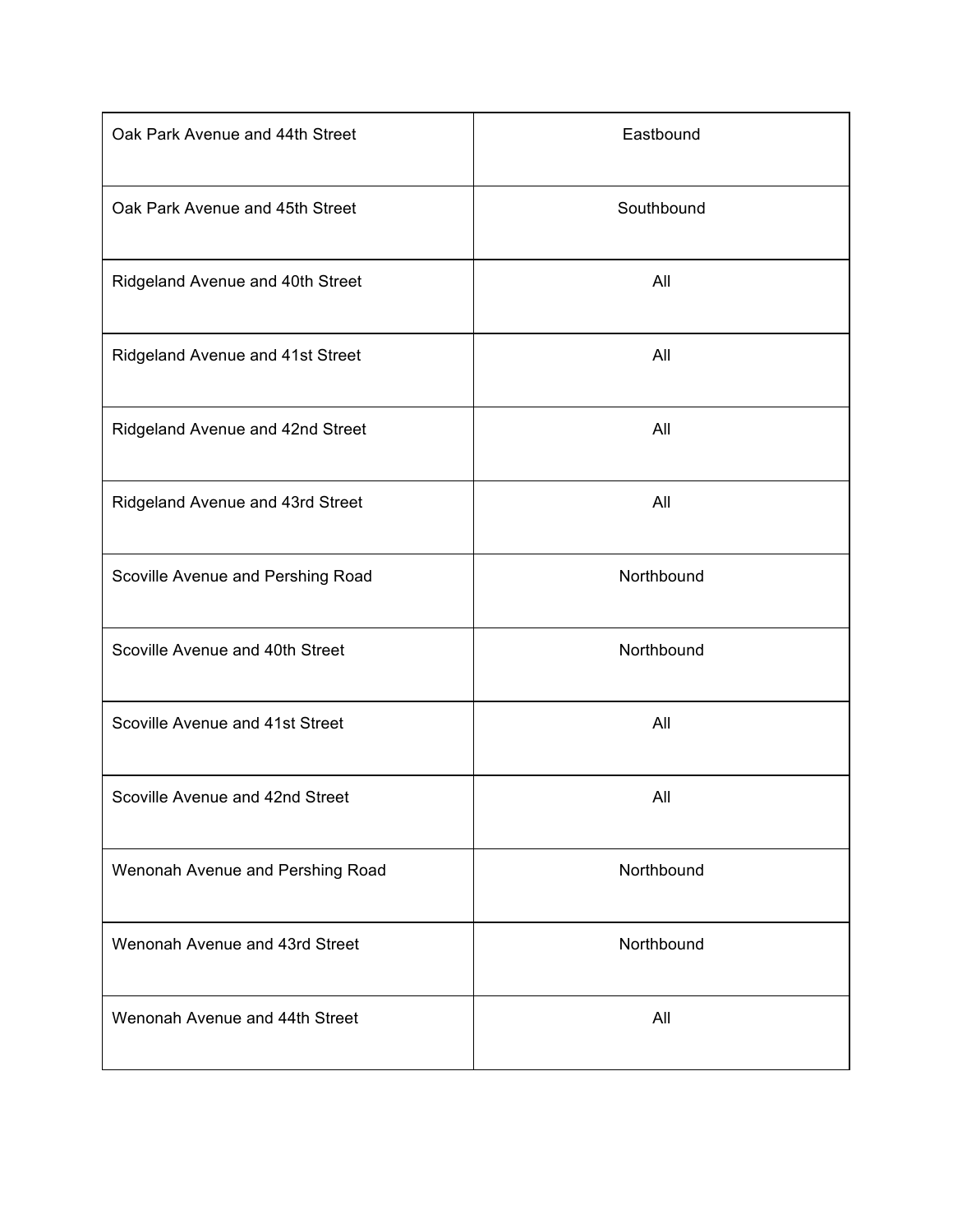| | |
|---|---|
| Oak Park Avenue and 44th Street | Eastbound |
| Oak Park Avenue and 45th Street | Southbound |
| Ridgeland Avenue and 40th Street | All |
| Ridgeland Avenue and 41st Street | All |
| Ridgeland Avenue and 42nd Street | All |
| Ridgeland Avenue and 43rd Street | All |
| Scoville Avenue and Pershing Road | Northbound |
| Scoville Avenue and 40th Street | Northbound |
| Scoville Avenue and 41st Street | All |
| Scoville Avenue and 42nd Street | All |
| Wenonah Avenue and Pershing Road | Northbound |
| Wenonah Avenue and 43rd Street | Northbound |
| Wenonah Avenue and 44th Street | All |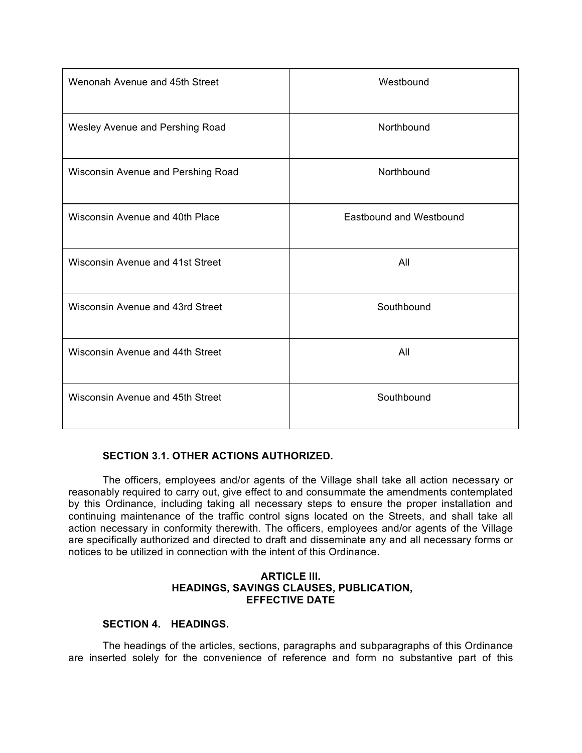| | |
|---|---|
| Wenonah Avenue and 45th Street | Westbound |
| Wesley Avenue and Pershing Road | Northbound |
| Wisconsin Avenue and Pershing Road | Northbound |
| Wisconsin Avenue and 40th Place | Eastbound and Westbound |
| Wisconsin Avenue and 41st Street | All |
| Wisconsin Avenue and 43rd Street | Southbound |
| Wisconsin Avenue and 44th Street | All |
| Wisconsin Avenue and 45th Street | Southbound |

**SECTION 3.1. OTHER ACTIONS AUTHORIZED.**

The officers, employees and/or agents of the Village shall take all action necessary or reasonably required to carry out, give effect to and consummate the amendments contemplated by this Ordinance, including taking all necessary steps to ensure the proper installation and continuing maintenance of the traffic control signs located on the Streets, and shall take all action necessary in conformity therewith. The officers, employees and/or agents of the Village are specifically authorized and directed to draft and disseminate any and all necessary forms or notices to be utilized in connection with the intent of this Ordinance.

## ARTICLE III.
## HEADINGS, SAVINGS CLAUSES, PUBLICATION, EFFECTIVE DATE

**SECTION 4. HEADINGS.**

The headings of the articles, sections, paragraphs and subparagraphs of this Ordinance are inserted solely for the convenience of reference and form no substantive part of this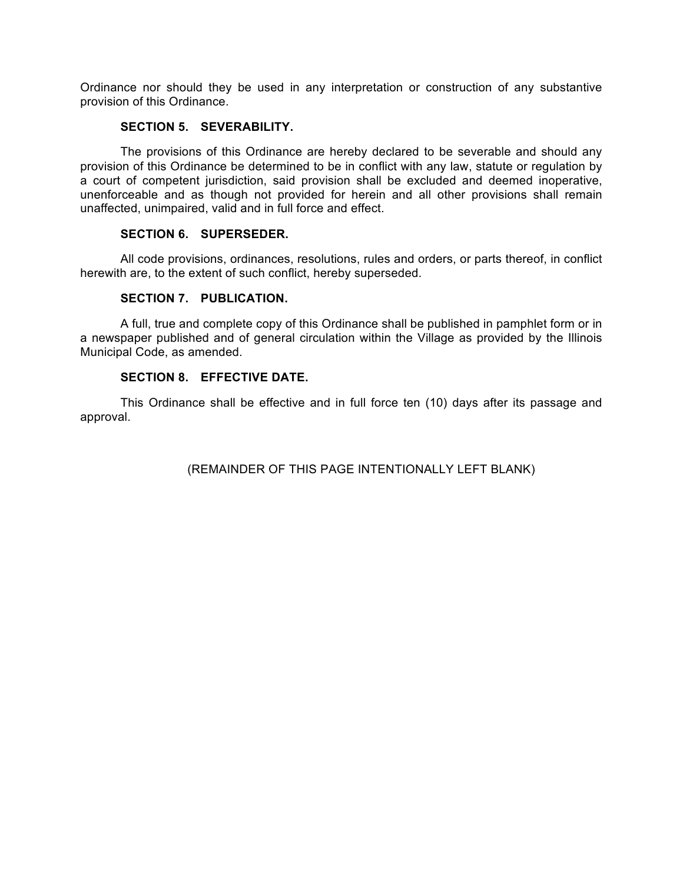Ordinance nor should they be used in any interpretation or construction of any substantive provision of this Ordinance.

**SECTION 5. SEVERABILITY.**

The provisions of this Ordinance are hereby declared to be severable and should any provision of this Ordinance be determined to be in conflict with any law, statute or regulation by a court of competent jurisdiction, said provision shall be excluded and deemed inoperative, unenforceable and as though not provided for herein and all other provisions shall remain unaffected, unimpaired, valid and in full force and effect.

**SECTION 6. SUPERSEDER.**

All code provisions, ordinances, resolutions, rules and orders, or parts thereof, in conflict herewith are, to the extent of such conflict, hereby superseded.

**SECTION 7. PUBLICATION.**

A full, true and complete copy of this Ordinance shall be published in pamphlet form or in a newspaper published and of general circulation within the Village as provided by the Illinois Municipal Code, as amended.

**SECTION 8. EFFECTIVE DATE.**

This Ordinance shall be effective and in full force ten (10) days after its passage and approval.

(REMAINDER OF THIS PAGE INTENTIONALLY LEFT BLANK)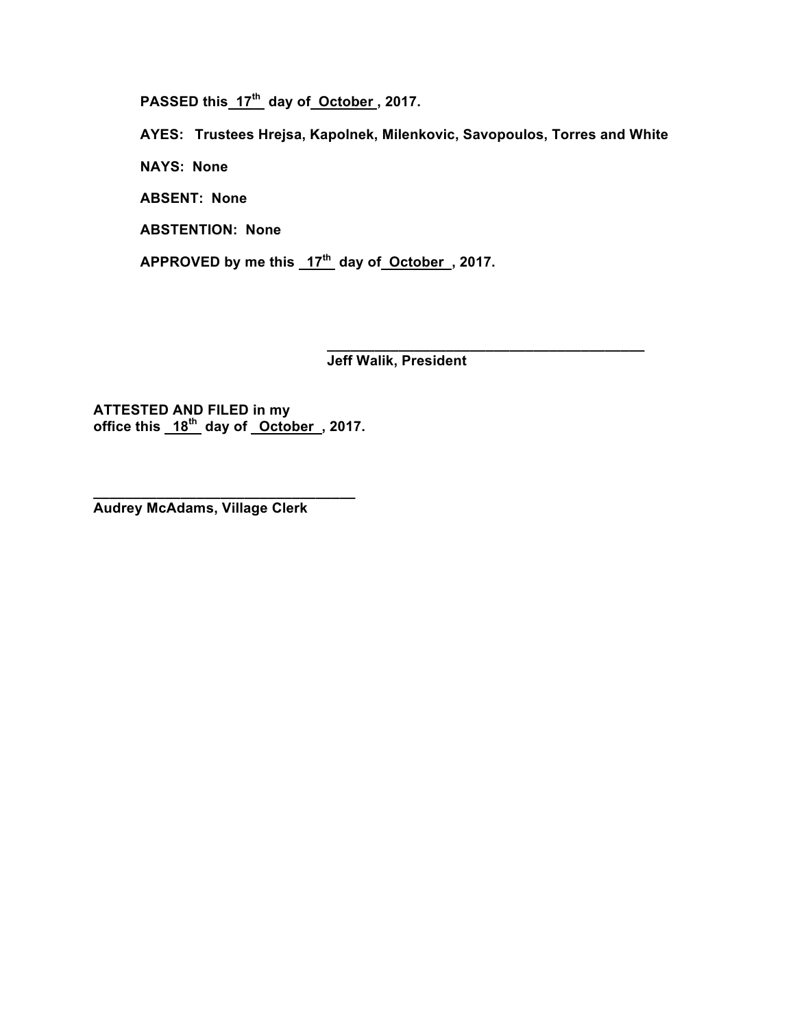**PASSED this 17th day of October, 2017.**

**AYES: Trustees Hrejsa, Kapolnek, Milenkovic, Savopoulos, Torres and White**

**NAYS: None**

**ABSENT: None**

**ABSTENTION: None**

**APPROVED by me this 17th day of October, 2017.**

\_\_\_\_\_\_\_\_\_\_\_\_\_\_\_\_\_\_\_\_\_\_\_\_\_\_\_\_\_\_\_\_\_\_\_\_\_\_\_\_\_\_

**Jeff Walik, President**

**ATTESTED AND FILED in my office this 18th day of October, 2017.**

\_\_\_\_\_\_\_\_\_\_\_\_\_\_\_\_\_\_\_\_\_\_\_\_\_\_\_\_\_\_\_\_\_\_\_

**Audrey McAdams, Village Clerk**